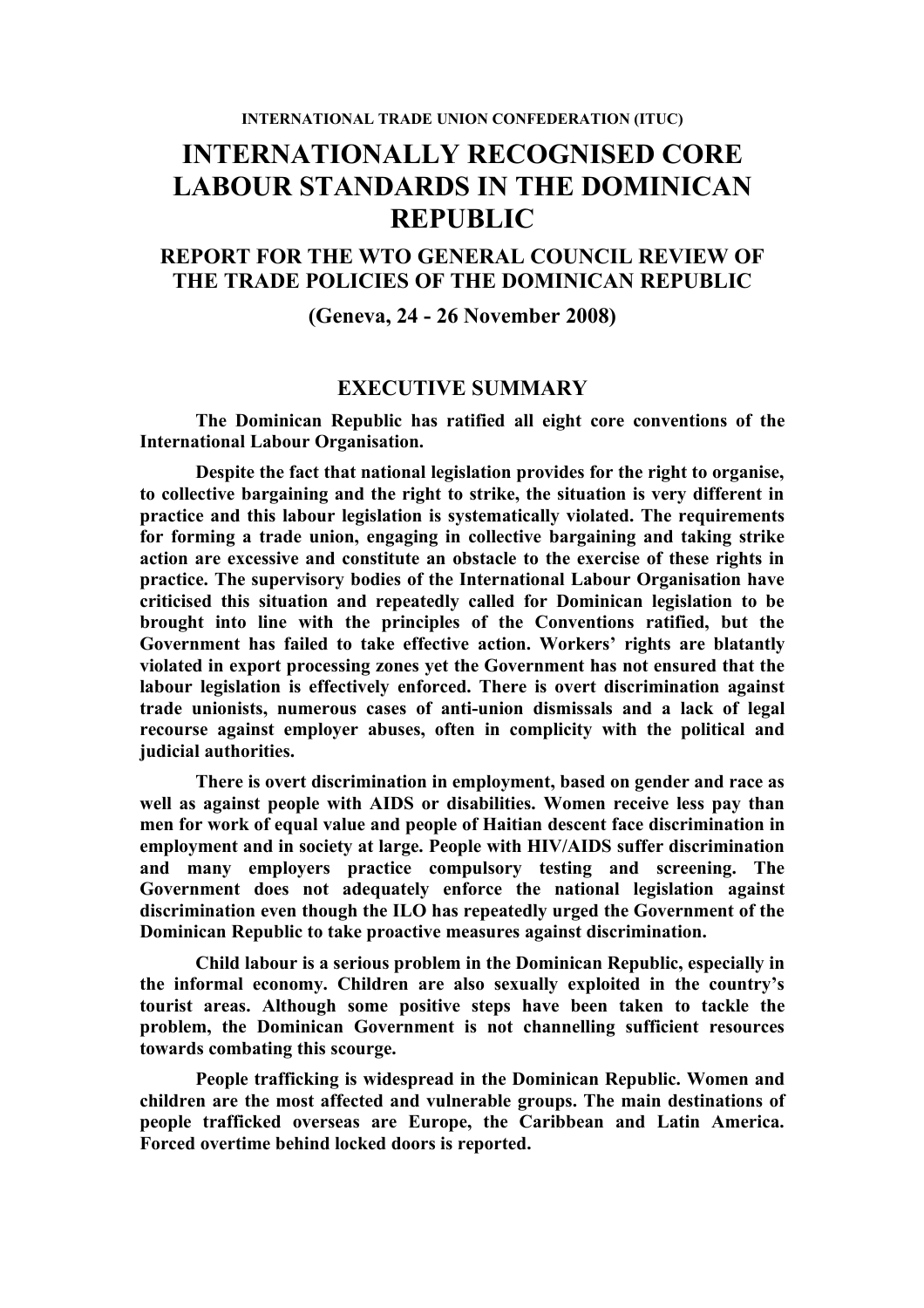**INTERNATIONAL TRADE UNION CONFEDERATION (ITUC)**

# INTERNATIONALLY RECOGNISED CORE LABOUR STANDARDS IN THE DOMINICAN REPUBLIC

## REPORT FOR THE WTO GENERAL COUNCIL REVIEW OF THE TRADE POLICIES OF THE DOMINICAN REPUBLIC

## (Geneva, 24 - 26 November 2008)

## EXECUTIVE SUMMARY

**The Dominican Republic has ratified all eight core conventions of the International Labour Organisation.**

**Despite the fact that national legislation provides for the right to organise, to collective bargaining and the right to strike, the situation is very different in practice and this labour legislation is systematically violated. The requirements for forming a trade union, engaging in collective bargaining and taking strike action are excessive and constitute an obstacle to the exercise of these rights in practice. The supervisory bodies of the International Labour Organisation have criticised this situation and repeatedly called for Dominican legislation to be brought into line with the principles of the Conventions ratified, but the Government has failed to take effective action. Workers' rights are blatantly violated in export processing zones yet the Government has not ensured that the labour legislation is effectively enforced. There is overt discrimination against trade unionists, numerous cases of anti-union dismissals and a lack of legal recourse against employer abuses, often in complicity with the political and judicial authorities.**

**There is overt discrimination in employment, based on gender and race as well as against people with AIDS or disabilities. Women receive less pay than men for work of equal value and people of Haitian descent face discrimination in employment and in society at large. People with HIV/AIDS suffer discrimination and many employers practice compulsory testing and screening. The Government does not adequately enforce the national legislation against discrimination even though the ILO has repeatedly urged the Government of the Dominican Republic to take proactive measures against discrimination.**

**Child labour is a serious problem in the Dominican Republic, especially in the informal economy. Children are also sexually exploited in the country's tourist areas. Although some positive steps have been taken to tackle the problem, the Dominican Government is not channelling sufficient resources towards combating this scourge.**

**People trafficking is widespread in the Dominican Republic. Women and children are the most affected and vulnerable groups. The main destinations of people trafficked overseas are Europe, the Caribbean and Latin America. Forced overtime behind locked doors is reported.**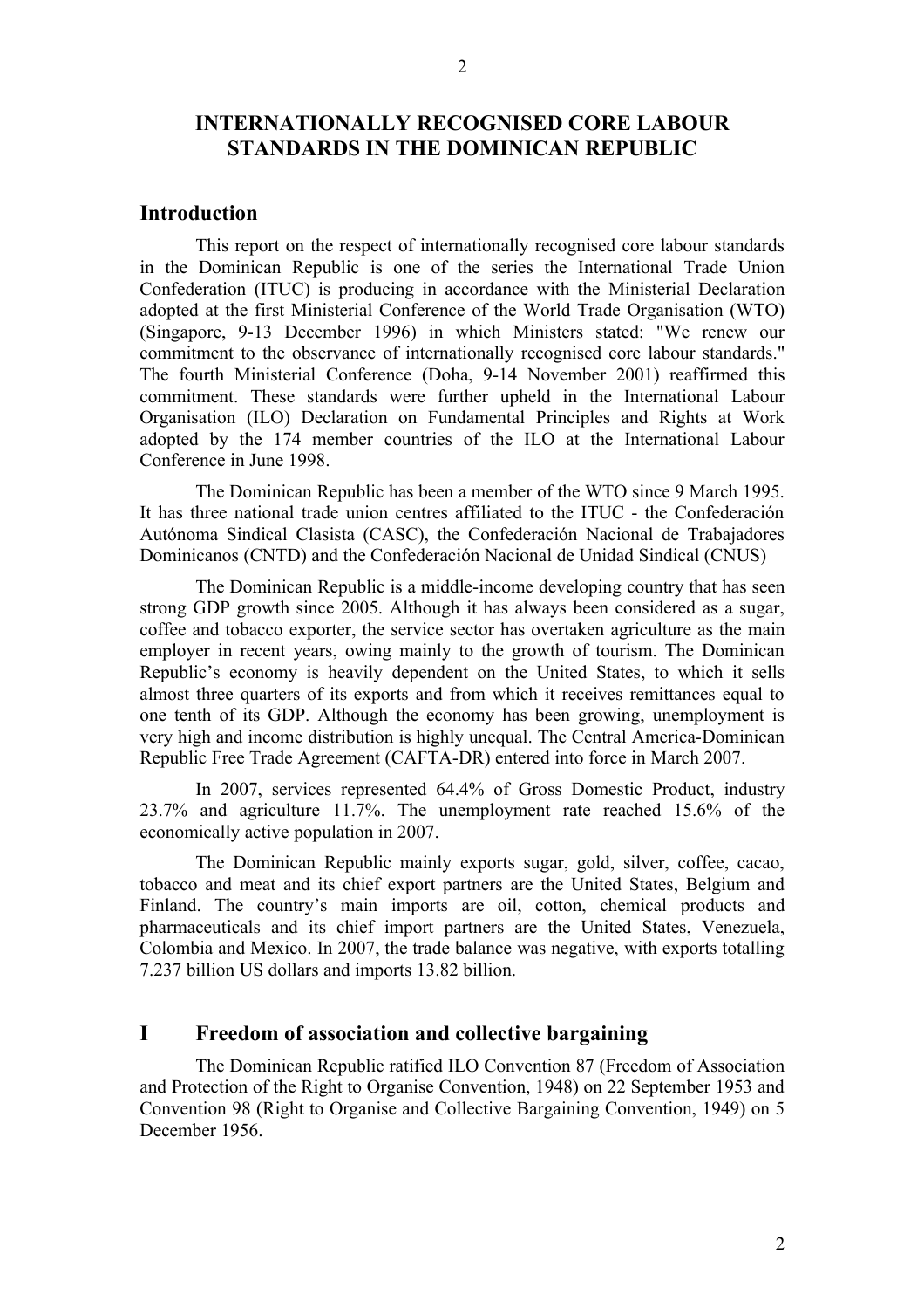# INTERNATIONALLY RECOGNISED CORE LABOUR STANDARDS IN THE DOMINICAN REPUBLIC

## Introduction

This report on the respect of internationally recognised core labour standards in the Dominican Republic is one of the series the International Trade Union Confederation (ITUC) is producing in accordance with the Ministerial Declaration adopted at the first Ministerial Conference of the World Trade Organisation (WTO) (Singapore, 9-13 December 1996) in which Ministers stated: "We renew our commitment to the observance of internationally recognised core labour standards." The fourth Ministerial Conference (Doha, 9-14 November 2001) reaffirmed this commitment. These standards were further upheld in the International Labour Organisation (ILO) Declaration on Fundamental Principles and Rights at Work adopted by the 174 member countries of the ILO at the International Labour Conference in June 1998.

The Dominican Republic has been a member of the WTO since 9 March 1995. It has three national trade union centres affiliated to the ITUC - the Confederación Autónoma Sindical Clasista (CASC), the Confederación Nacional de Trabajadores Dominicanos (CNTD) and the Confederación Nacional de Unidad Sindical (CNUS)

The Dominican Republic is a middle-income developing country that has seen strong GDP growth since 2005. Although it has always been considered as a sugar, coffee and tobacco exporter, the service sector has overtaken agriculture as the main employer in recent years, owing mainly to the growth of tourism. The Dominican Republic's economy is heavily dependent on the United States, to which it sells almost three quarters of its exports and from which it receives remittances equal to one tenth of its GDP. Although the economy has been growing, unemployment is very high and income distribution is highly unequal. The Central America-Dominican Republic Free Trade Agreement (CAFTA-DR) entered into force in March 2007.

In 2007, services represented 64.4% of Gross Domestic Product, industry 23.7% and agriculture 11.7%. The unemployment rate reached 15.6% of the economically active population in 2007.

The Dominican Republic mainly exports sugar, gold, silver, coffee, cacao, tobacco and meat and its chief export partners are the United States, Belgium and Finland. The country's main imports are oil, cotton, chemical products and pharmaceuticals and its chief import partners are the United States, Venezuela, Colombia and Mexico. In 2007, the trade balance was negative, with exports totalling 7.237 billion US dollars and imports 13.82 billion.

## I Freedom of association and collective bargaining

The Dominican Republic ratified ILO Convention 87 (Freedom of Association and Protection of the Right to Organise Convention, 1948) on 22 September 1953 and Convention 98 (Right to Organise and Collective Bargaining Convention, 1949) on 5 December 1956.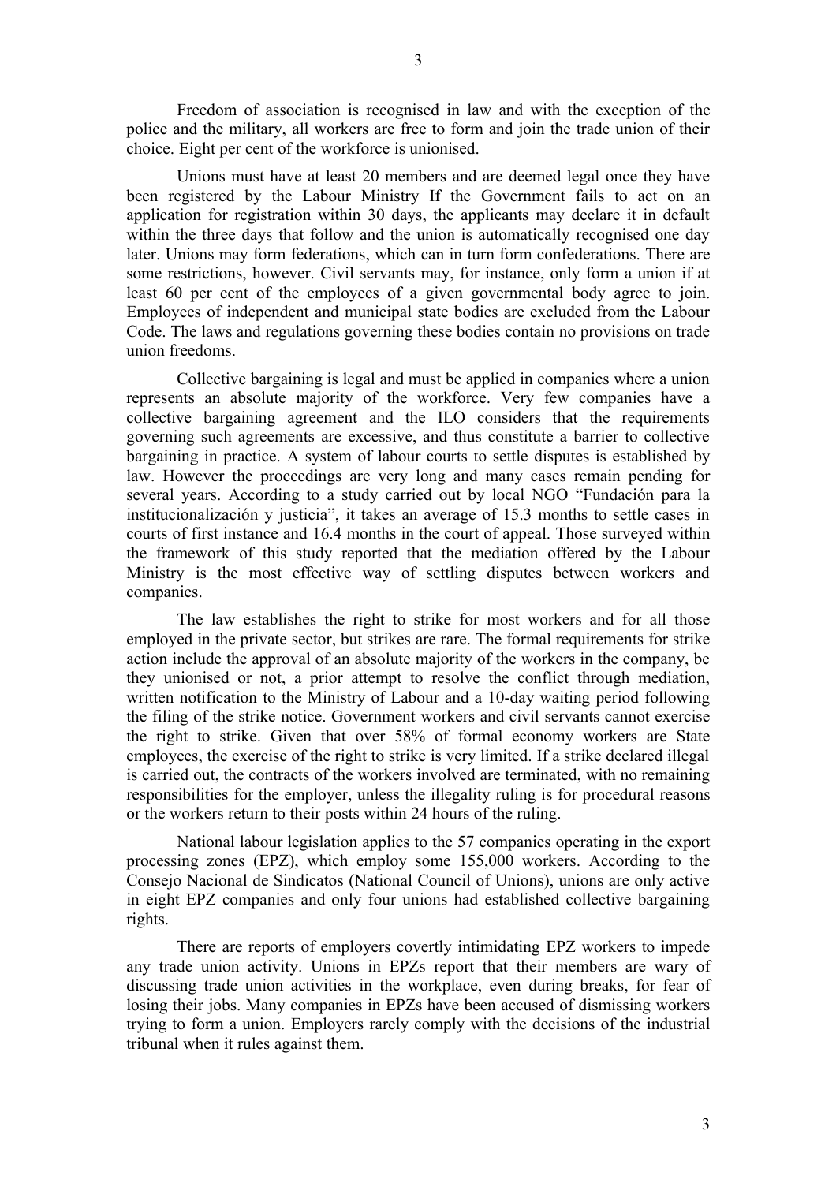Freedom of association is recognised in law and with the exception of the police and the military, all workers are free to form and join the trade union of their choice. Eight per cent of the workforce is unionised.

Unions must have at least 20 members and are deemed legal once they have been registered by the Labour Ministry If the Government fails to act on an application for registration within 30 days, the applicants may declare it in default within the three days that follow and the union is automatically recognised one day later. Unions may form federations, which can in turn form confederations. There are some restrictions, however. Civil servants may, for instance, only form a union if at least 60 per cent of the employees of a given governmental body agree to join. Employees of independent and municipal state bodies are excluded from the Labour Code. The laws and regulations governing these bodies contain no provisions on trade union freedoms.

Collective bargaining is legal and must be applied in companies where a union represents an absolute majority of the workforce. Very few companies have a collective bargaining agreement and the ILO considers that the requirements governing such agreements are excessive, and thus constitute a barrier to collective bargaining in practice. A system of labour courts to settle disputes is established by law. However the proceedings are very long and many cases remain pending for several years. According to a study carried out by local NGO "Fundación para la institucionalización y justicia", it takes an average of 15.3 months to settle cases in courts of first instance and 16.4 months in the court of appeal. Those surveyed within the framework of this study reported that the mediation offered by the Labour Ministry is the most effective way of settling disputes between workers and companies.

The law establishes the right to strike for most workers and for all those employed in the private sector, but strikes are rare. The formal requirements for strike action include the approval of an absolute majority of the workers in the company, be they unionised or not, a prior attempt to resolve the conflict through mediation, written notification to the Ministry of Labour and a 10-day waiting period following the filing of the strike notice. Government workers and civil servants cannot exercise the right to strike. Given that over 58% of formal economy workers are State employees, the exercise of the right to strike is very limited. If a strike declared illegal is carried out, the contracts of the workers involved are terminated, with no remaining responsibilities for the employer, unless the illegality ruling is for procedural reasons or the workers return to their posts within 24 hours of the ruling.

National labour legislation applies to the 57 companies operating in the export processing zones (EPZ), which employ some 155,000 workers. According to the Consejo Nacional de Sindicatos (National Council of Unions), unions are only active in eight EPZ companies and only four unions had established collective bargaining rights.

There are reports of employers covertly intimidating EPZ workers to impede any trade union activity. Unions in EPZs report that their members are wary of discussing trade union activities in the workplace, even during breaks, for fear of losing their jobs. Many companies in EPZs have been accused of dismissing workers trying to form a union. Employers rarely comply with the decisions of the industrial tribunal when it rules against them.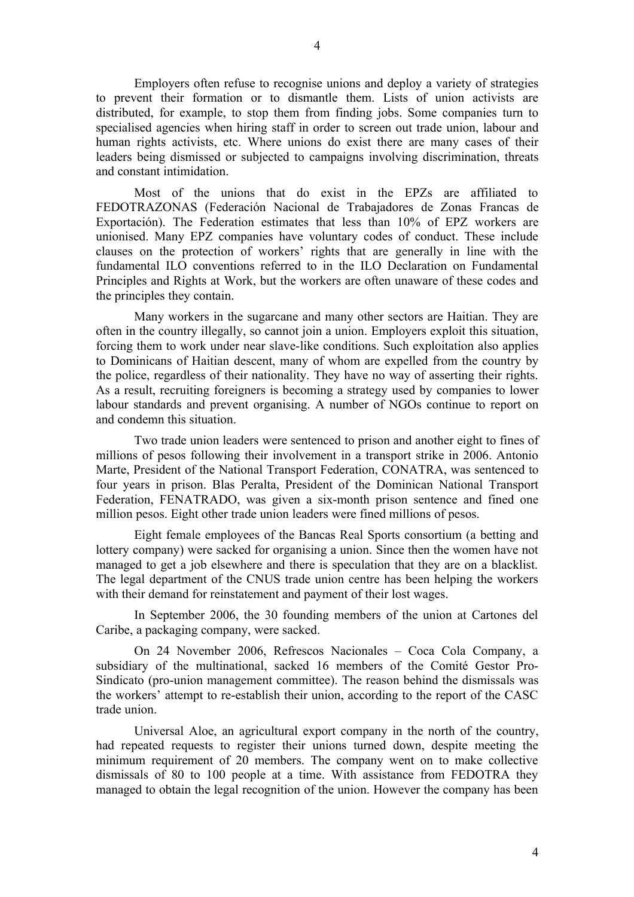Employers often refuse to recognise unions and deploy a variety of strategies to prevent their formation or to dismantle them. Lists of union activists are distributed, for example, to stop them from finding jobs. Some companies turn to specialised agencies when hiring staff in order to screen out trade union, labour and human rights activists, etc. Where unions do exist there are many cases of their leaders being dismissed or subjected to campaigns involving discrimination, threats and constant intimidation.

Most of the unions that do exist in the EPZs are affiliated to FEDOTRAZONAS (Federación Nacional de Trabajadores de Zonas Francas de Exportación). The Federation estimates that less than 10% of EPZ workers are unionised. Many EPZ companies have voluntary codes of conduct. These include clauses on the protection of workers' rights that are generally in line with the fundamental ILO conventions referred to in the ILO Declaration on Fundamental Principles and Rights at Work, but the workers are often unaware of these codes and the principles they contain.

Many workers in the sugarcane and many other sectors are Haitian. They are often in the country illegally, so cannot join a union. Employers exploit this situation, forcing them to work under near slave-like conditions. Such exploitation also applies to Dominicans of Haitian descent, many of whom are expelled from the country by the police, regardless of their nationality. They have no way of asserting their rights. As a result, recruiting foreigners is becoming a strategy used by companies to lower labour standards and prevent organising. A number of NGOs continue to report on and condemn this situation.

Two trade union leaders were sentenced to prison and another eight to fines of millions of pesos following their involvement in a transport strike in 2006. Antonio Marte, President of the National Transport Federation, CONATRA, was sentenced to four years in prison. Blas Peralta, President of the Dominican National Transport Federation, FENATRADO, was given a six-month prison sentence and fined one million pesos. Eight other trade union leaders were fined millions of pesos.

Eight female employees of the Bancas Real Sports consortium (a betting and lottery company) were sacked for organising a union. Since then the women have not managed to get a job elsewhere and there is speculation that they are on a blacklist. The legal department of the CNUS trade union centre has been helping the workers with their demand for reinstatement and payment of their lost wages.

In September 2006, the 30 founding members of the union at Cartones del Caribe, a packaging company, were sacked.

On 24 November 2006, Refrescos Nacionales – Coca Cola Company, a subsidiary of the multinational, sacked 16 members of the Comité Gestor Pro-Sindicato (pro-union management committee). The reason behind the dismissals was the workers' attempt to re-establish their union, according to the report of the CASC trade union.

Universal Aloe, an agricultural export company in the north of the country, had repeated requests to register their unions turned down, despite meeting the minimum requirement of 20 members. The company went on to make collective dismissals of 80 to 100 people at a time. With assistance from FEDOTRA they managed to obtain the legal recognition of the union. However the company has been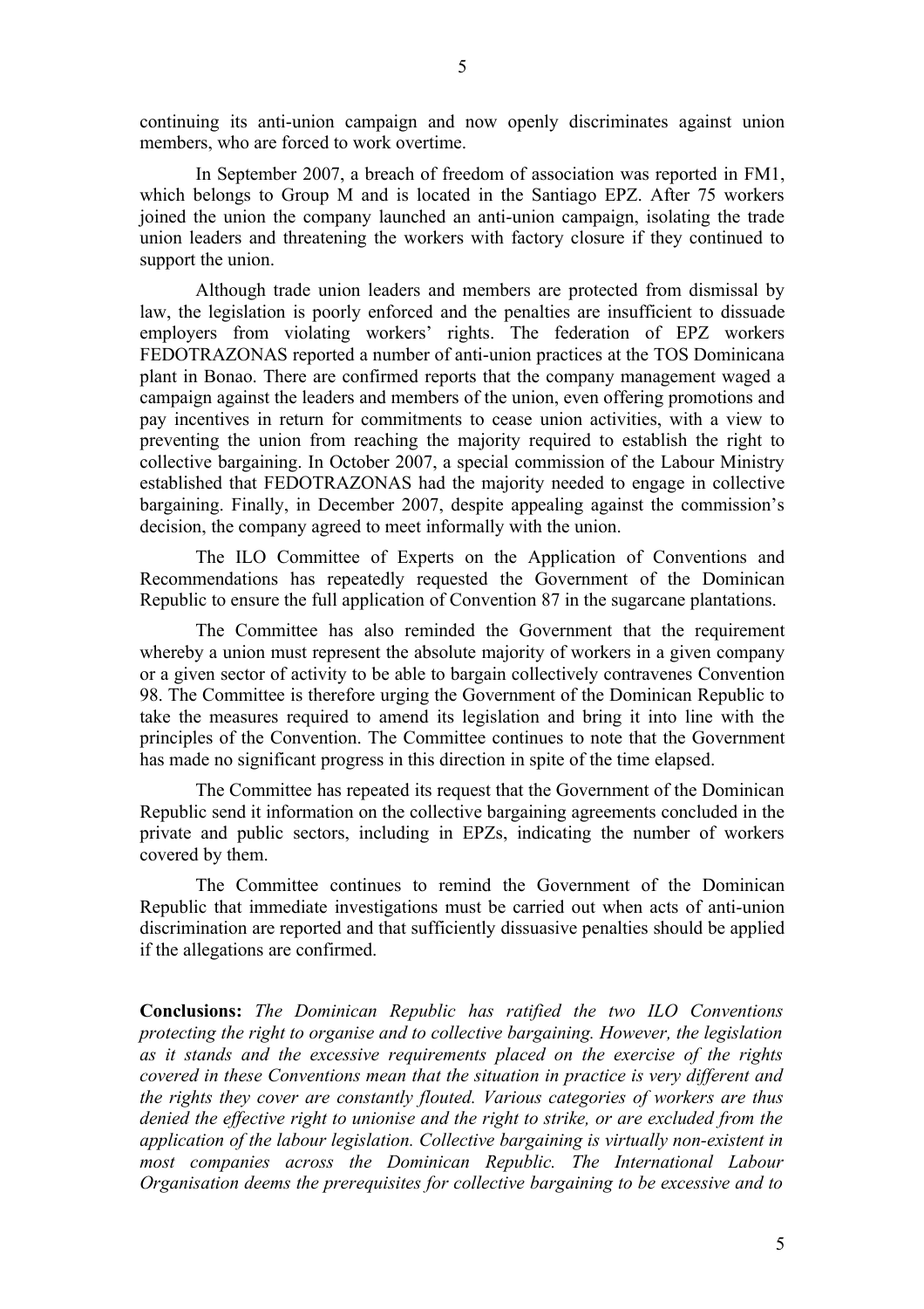continuing its anti-union campaign and now openly discriminates against union members, who are forced to work overtime.

In September 2007, a breach of freedom of association was reported in FM1, which belongs to Group M and is located in the Santiago EPZ. After 75 workers joined the union the company launched an anti-union campaign, isolating the trade union leaders and threatening the workers with factory closure if they continued to support the union.

Although trade union leaders and members are protected from dismissal by law, the legislation is poorly enforced and the penalties are insufficient to dissuade employers from violating workers' rights. The federation of EPZ workers FEDOTRAZONAS reported a number of anti-union practices at the TOS Dominicana plant in Bonao. There are confirmed reports that the company management waged a campaign against the leaders and members of the union, even offering promotions and pay incentives in return for commitments to cease union activities, with a view to preventing the union from reaching the majority required to establish the right to collective bargaining. In October 2007, a special commission of the Labour Ministry established that FEDOTRAZONAS had the majority needed to engage in collective bargaining. Finally, in December 2007, despite appealing against the commission's decision, the company agreed to meet informally with the union.

The ILO Committee of Experts on the Application of Conventions and Recommendations has repeatedly requested the Government of the Dominican Republic to ensure the full application of Convention 87 in the sugarcane plantations.

The Committee has also reminded the Government that the requirement whereby a union must represent the absolute majority of workers in a given company or a given sector of activity to be able to bargain collectively contravenes Convention 98. The Committee is therefore urging the Government of the Dominican Republic to take the measures required to amend its legislation and bring it into line with the principles of the Convention. The Committee continues to note that the Government has made no significant progress in this direction in spite of the time elapsed.

The Committee has repeated its request that the Government of the Dominican Republic send it information on the collective bargaining agreements concluded in the private and public sectors, including in EPZs, indicating the number of workers covered by them.

The Committee continues to remind the Government of the Dominican Republic that immediate investigations must be carried out when acts of anti-union discrimination are reported and that sufficiently dissuasive penalties should be applied if the allegations are confirmed.

**Conclusions:** *The Dominican Republic has ratified the two ILO Conventions protecting the right to organise and to collective bargaining. However, the legislation as it stands and the excessive requirements placed on the exercise of the rights covered in these Conventions mean that the situation in practice is very different and the rights they cover are constantly flouted. Various categories of workers are thus denied the effective right to unionise and the right to strike, or are excluded from the application of the labour legislation. Collective bargaining is virtually non-existent in most companies across the Dominican Republic. The International Labour Organisation deems the prerequisites for collective bargaining to be excessive and to*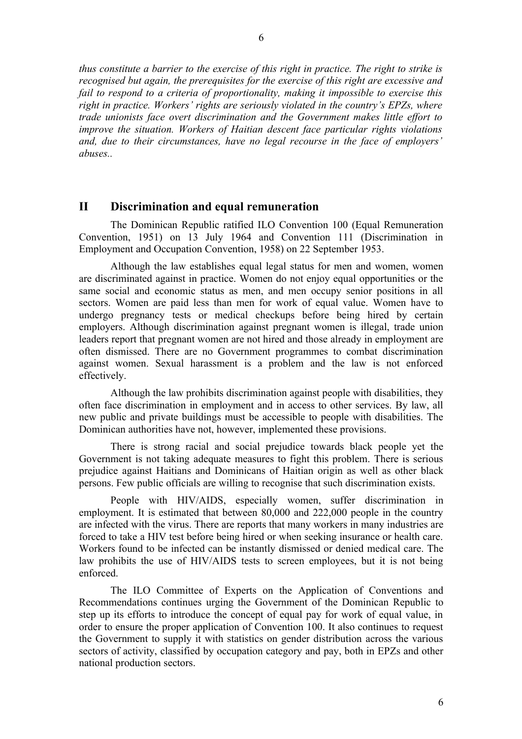*thus constitute a barrier to the exercise of this right in practice. The right to strike is recognised but again, the prerequisites for the exercise of this right are excessive and fail to respond to a criteria of proportionality, making it impossible to exercise this right in practice. Workers' rights are seriously violated in the country's EPZs, where trade unionists face overt discrimination and the Government makes little effort to improve the situation. Workers of Haitian descent face particular rights violations and, due to their circumstances, have no legal recourse in the face of employers' abuses..*

## II Discrimination and equal remuneration

The Dominican Republic ratified ILO Convention 100 (Equal Remuneration Convention, 1951) on 13 July 1964 and Convention 111 (Discrimination in Employment and Occupation Convention, 1958) on 22 September 1953.

Although the law establishes equal legal status for men and women, women are discriminated against in practice. Women do not enjoy equal opportunities or the same social and economic status as men, and men occupy senior positions in all sectors. Women are paid less than men for work of equal value. Women have to undergo pregnancy tests or medical checkups before being hired by certain employers. Although discrimination against pregnant women is illegal, trade union leaders report that pregnant women are not hired and those already in employment are often dismissed. There are no Government programmes to combat discrimination against women. Sexual harassment is a problem and the law is not enforced effectively.

Although the law prohibits discrimination against people with disabilities, they often face discrimination in employment and in access to other services. By law, all new public and private buildings must be accessible to people with disabilities. The Dominican authorities have not, however, implemented these provisions.

There is strong racial and social prejudice towards black people yet the Government is not taking adequate measures to fight this problem. There is serious prejudice against Haitians and Dominicans of Haitian origin as well as other black persons. Few public officials are willing to recognise that such discrimination exists.

People with HIV/AIDS, especially women, suffer discrimination in employment. It is estimated that between 80,000 and 222,000 people in the country are infected with the virus. There are reports that many workers in many industries are forced to take a HIV test before being hired or when seeking insurance or health care. Workers found to be infected can be instantly dismissed or denied medical care. The law prohibits the use of HIV/AIDS tests to screen employees, but it is not being enforced.

The ILO Committee of Experts on the Application of Conventions and Recommendations continues urging the Government of the Dominican Republic to step up its efforts to introduce the concept of equal pay for work of equal value, in order to ensure the proper application of Convention 100. It also continues to request the Government to supply it with statistics on gender distribution across the various sectors of activity, classified by occupation category and pay, both in EPZs and other national production sectors.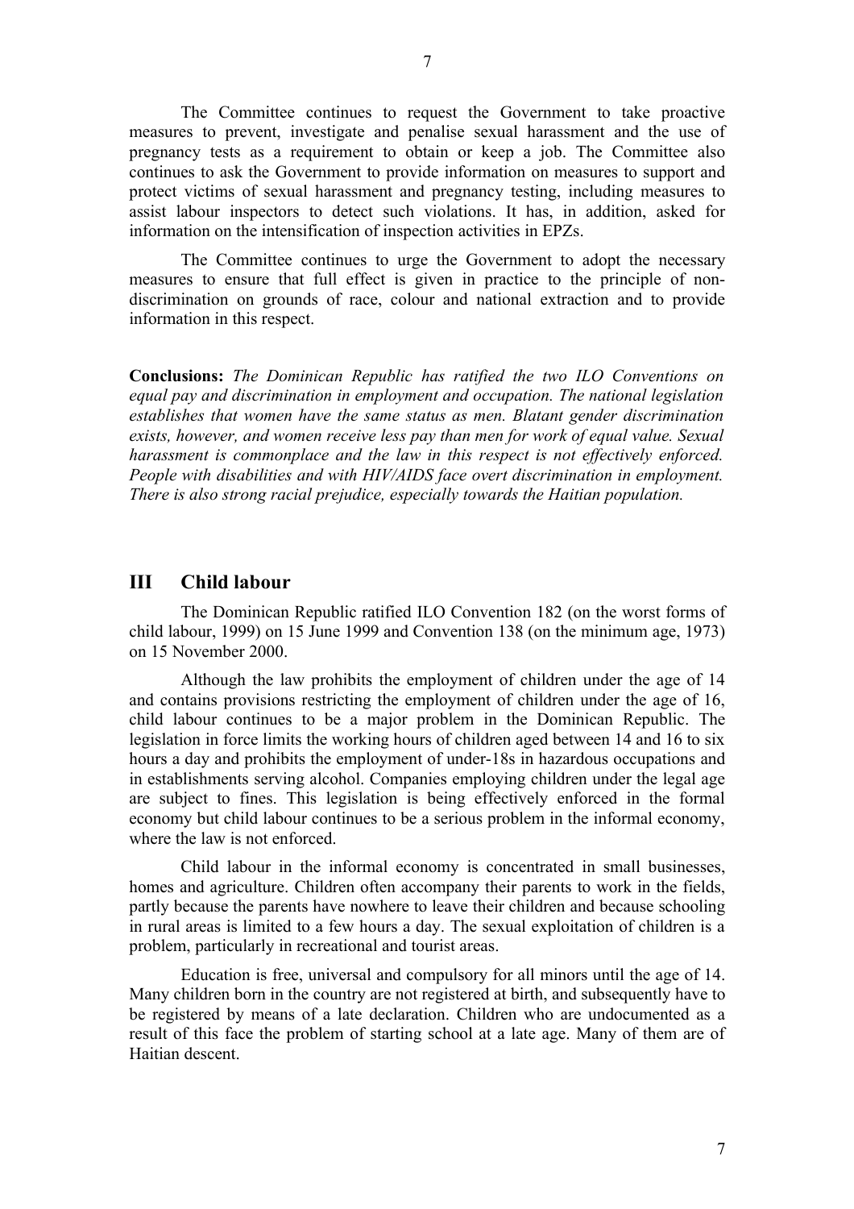The Committee continues to request the Government to take proactive measures to prevent, investigate and penalise sexual harassment and the use of pregnancy tests as a requirement to obtain or keep a job. The Committee also continues to ask the Government to provide information on measures to support and protect victims of sexual harassment and pregnancy testing, including measures to assist labour inspectors to detect such violations. It has, in addition, asked for information on the intensification of inspection activities in EPZs.

The Committee continues to urge the Government to adopt the necessary measures to ensure that full effect is given in practice to the principle of non-discrimination on grounds of race, colour and national extraction and to provide information in this respect.

**Conclusions:** *The Dominican Republic has ratified the two ILO Conventions on equal pay and discrimination in employment and occupation. The national legislation establishes that women have the same status as men. Blatant gender discrimination exists, however, and women receive less pay than men for work of equal value. Sexual harassment is commonplace and the law in this respect is not effectively enforced. People with disabilities and with HIV/AIDS face overt discrimination in employment. There is also strong racial prejudice, especially towards the Haitian population.*

## III Child labour

The Dominican Republic ratified ILO Convention 182 (on the worst forms of child labour, 1999) on 15 June 1999 and Convention 138 (on the minimum age, 1973) on 15 November 2000.

Although the law prohibits the employment of children under the age of 14 and contains provisions restricting the employment of children under the age of 16, child labour continues to be a major problem in the Dominican Republic. The legislation in force limits the working hours of children aged between 14 and 16 to six hours a day and prohibits the employment of under-18s in hazardous occupations and in establishments serving alcohol. Companies employing children under the legal age are subject to fines. This legislation is being effectively enforced in the formal economy but child labour continues to be a serious problem in the informal economy, where the law is not enforced.

Child labour in the informal economy is concentrated in small businesses, homes and agriculture. Children often accompany their parents to work in the fields, partly because the parents have nowhere to leave their children and because schooling in rural areas is limited to a few hours a day. The sexual exploitation of children is a problem, particularly in recreational and tourist areas.

Education is free, universal and compulsory for all minors until the age of 14. Many children born in the country are not registered at birth, and subsequently have to be registered by means of a late declaration. Children who are undocumented as a result of this face the problem of starting school at a late age. Many of them are of Haitian descent.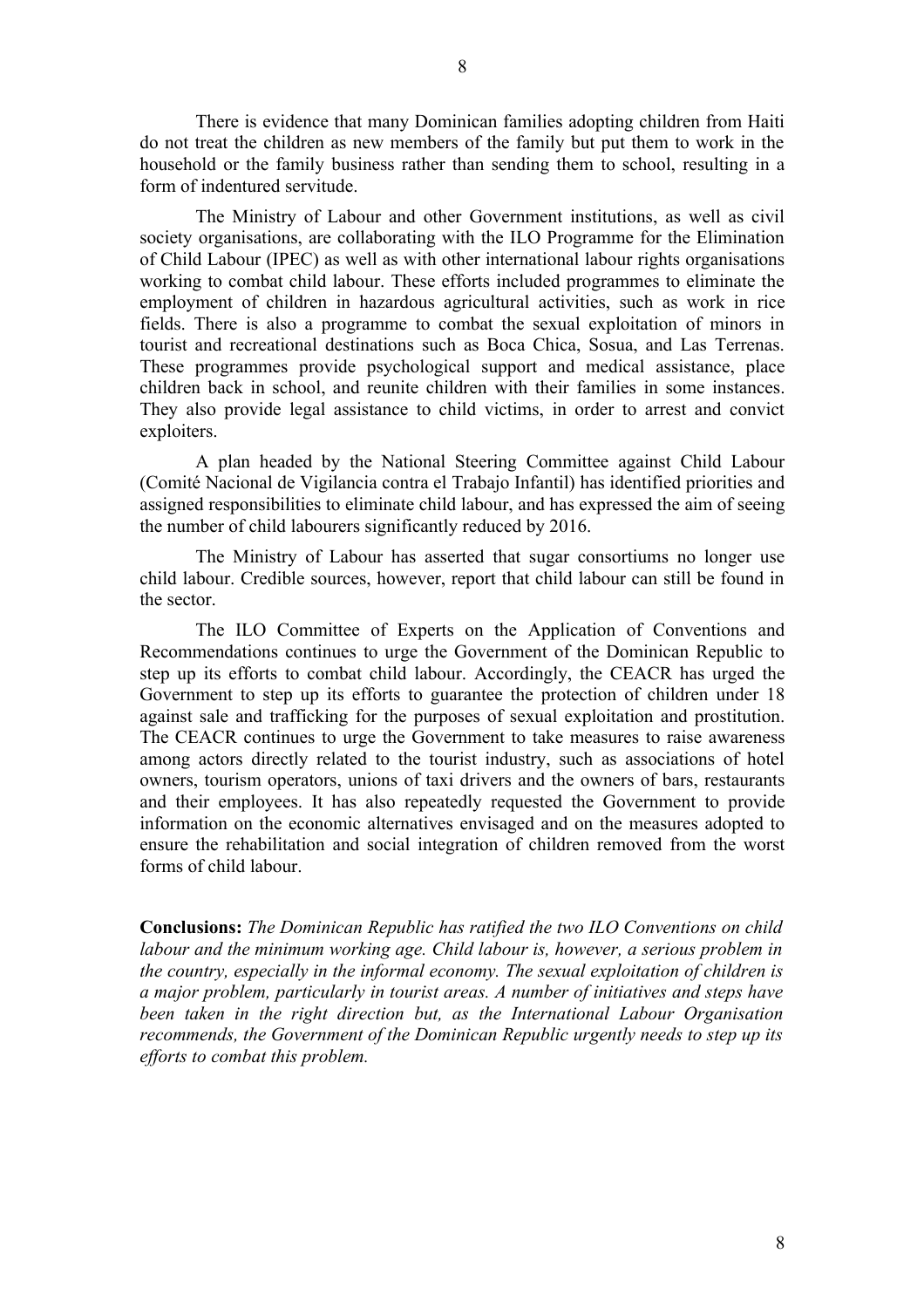There is evidence that many Dominican families adopting children from Haiti do not treat the children as new members of the family but put them to work in the household or the family business rather than sending them to school, resulting in a form of indentured servitude.

The Ministry of Labour and other Government institutions, as well as civil society organisations, are collaborating with the ILO Programme for the Elimination of Child Labour (IPEC) as well as with other international labour rights organisations working to combat child labour. These efforts included programmes to eliminate the employment of children in hazardous agricultural activities, such as work in rice fields. There is also a programme to combat the sexual exploitation of minors in tourist and recreational destinations such as Boca Chica, Sosua, and Las Terrenas. These programmes provide psychological support and medical assistance, place children back in school, and reunite children with their families in some instances. They also provide legal assistance to child victims, in order to arrest and convict exploiters.

A plan headed by the National Steering Committee against Child Labour (Comité Nacional de Vigilancia contra el Trabajo Infantil) has identified priorities and assigned responsibilities to eliminate child labour, and has expressed the aim of seeing the number of child labourers significantly reduced by 2016.

The Ministry of Labour has asserted that sugar consortiums no longer use child labour. Credible sources, however, report that child labour can still be found in the sector.

The ILO Committee of Experts on the Application of Conventions and Recommendations continues to urge the Government of the Dominican Republic to step up its efforts to combat child labour. Accordingly, the CEACR has urged the Government to step up its efforts to guarantee the protection of children under 18 against sale and trafficking for the purposes of sexual exploitation and prostitution. The CEACR continues to urge the Government to take measures to raise awareness among actors directly related to the tourist industry, such as associations of hotel owners, tourism operators, unions of taxi drivers and the owners of bars, restaurants and their employees. It has also repeatedly requested the Government to provide information on the economic alternatives envisaged and on the measures adopted to ensure the rehabilitation and social integration of children removed from the worst forms of child labour.

**Conclusions:** *The Dominican Republic has ratified the two ILO Conventions on child labour and the minimum working age. Child labour is, however, a serious problem in the country, especially in the informal economy. The sexual exploitation of children is a major problem, particularly in tourist areas. A number of initiatives and steps have been taken in the right direction but, as the International Labour Organisation recommends, the Government of the Dominican Republic urgently needs to step up its efforts to combat this problem.*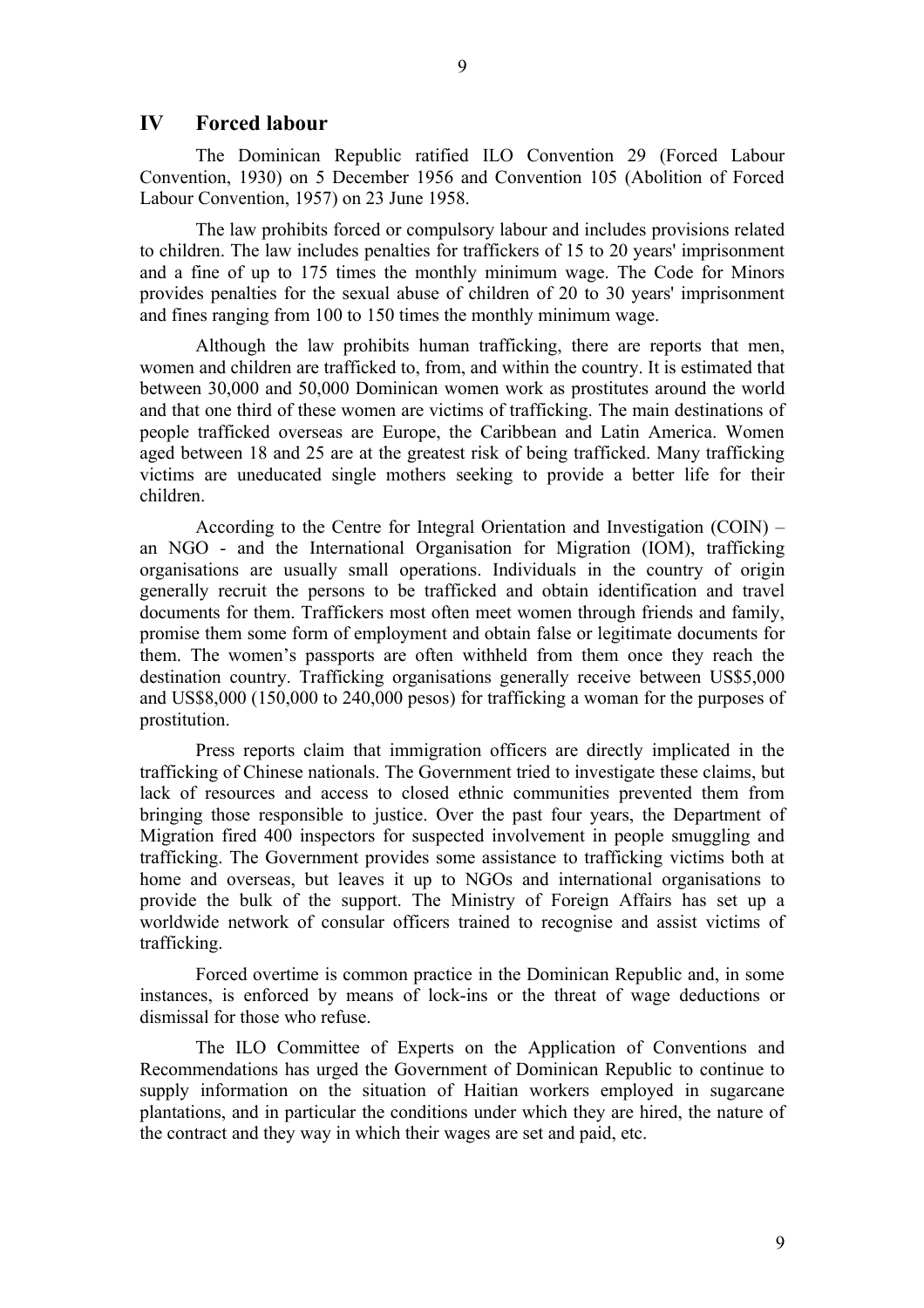## IV Forced labour

The Dominican Republic ratified ILO Convention 29 (Forced Labour Convention, 1930) on 5 December 1956 and Convention 105 (Abolition of Forced Labour Convention, 1957) on 23 June 1958.

The law prohibits forced or compulsory labour and includes provisions related to children. The law includes penalties for traffickers of 15 to 20 years' imprisonment and a fine of up to 175 times the monthly minimum wage. The Code for Minors provides penalties for the sexual abuse of children of 20 to 30 years' imprisonment and fines ranging from 100 to 150 times the monthly minimum wage.

Although the law prohibits human trafficking, there are reports that men, women and children are trafficked to, from, and within the country. It is estimated that between 30,000 and 50,000 Dominican women work as prostitutes around the world and that one third of these women are victims of trafficking. The main destinations of people trafficked overseas are Europe, the Caribbean and Latin America. Women aged between 18 and 25 are at the greatest risk of being trafficked. Many trafficking victims are uneducated single mothers seeking to provide a better life for their children.

According to the Centre for Integral Orientation and Investigation (COIN) – an NGO - and the International Organisation for Migration (IOM), trafficking organisations are usually small operations. Individuals in the country of origin generally recruit the persons to be trafficked and obtain identification and travel documents for them. Traffickers most often meet women through friends and family, promise them some form of employment and obtain false or legitimate documents for them. The women's passports are often withheld from them once they reach the destination country. Trafficking organisations generally receive between US$5,000 and US$8,000 (150,000 to 240,000 pesos) for trafficking a woman for the purposes of prostitution.

Press reports claim that immigration officers are directly implicated in the trafficking of Chinese nationals. The Government tried to investigate these claims, but lack of resources and access to closed ethnic communities prevented them from bringing those responsible to justice. Over the past four years, the Department of Migration fired 400 inspectors for suspected involvement in people smuggling and trafficking. The Government provides some assistance to trafficking victims both at home and overseas, but leaves it up to NGOs and international organisations to provide the bulk of the support. The Ministry of Foreign Affairs has set up a worldwide network of consular officers trained to recognise and assist victims of trafficking.

Forced overtime is common practice in the Dominican Republic and, in some instances, is enforced by means of lock-ins or the threat of wage deductions or dismissal for those who refuse.

The ILO Committee of Experts on the Application of Conventions and Recommendations has urged the Government of Dominican Republic to continue to supply information on the situation of Haitian workers employed in sugarcane plantations, and in particular the conditions under which they are hired, the nature of the contract and they way in which their wages are set and paid, etc.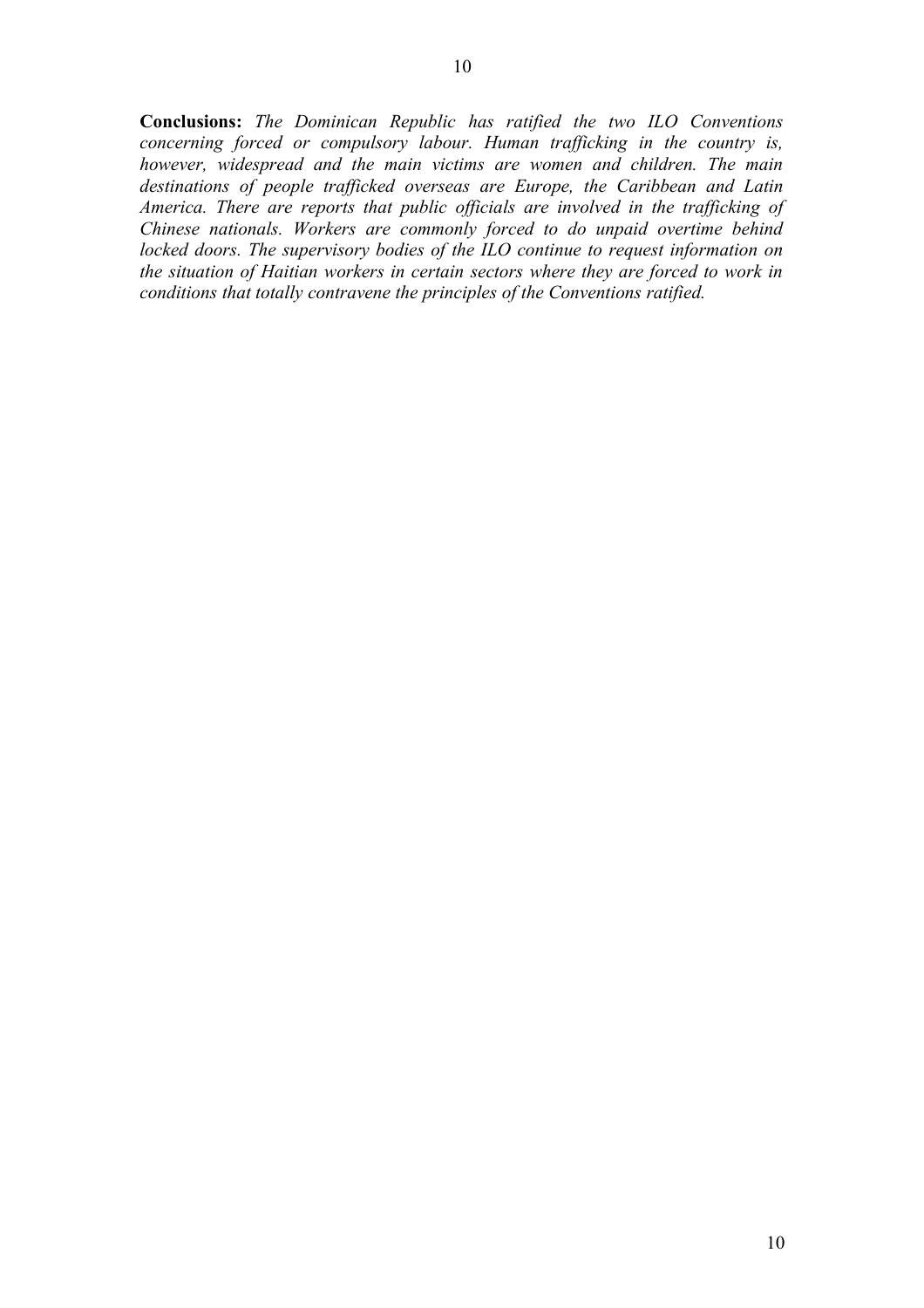**Conclusions:** *The Dominican Republic has ratified the two ILO Conventions concerning forced or compulsory labour. Human trafficking in the country is, however, widespread and the main victims are women and children. The main destinations of people trafficked overseas are Europe, the Caribbean and Latin America. There are reports that public officials are involved in the trafficking of Chinese nationals. Workers are commonly forced to do unpaid overtime behind locked doors. The supervisory bodies of the ILO continue to request information on the situation of Haitian workers in certain sectors where they are forced to work in conditions that totally contravene the principles of the Conventions ratified.*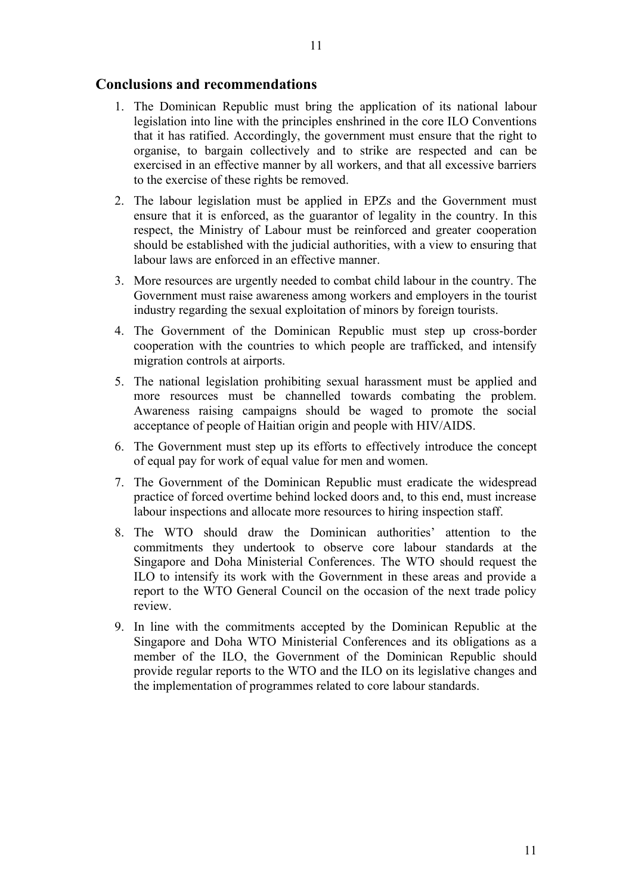## Conclusions and recommendations

1. The Dominican Republic must bring the application of its national labour legislation into line with the principles enshrined in the core ILO Conventions that it has ratified. Accordingly, the government must ensure that the right to organise, to bargain collectively and to strike are respected and can be exercised in an effective manner by all workers, and that all excessive barriers to the exercise of these rights be removed.
2. The labour legislation must be applied in EPZs and the Government must ensure that it is enforced, as the guarantor of legality in the country. In this respect, the Ministry of Labour must be reinforced and greater cooperation should be established with the judicial authorities, with a view to ensuring that labour laws are enforced in an effective manner.
3. More resources are urgently needed to combat child labour in the country. The Government must raise awareness among workers and employers in the tourist industry regarding the sexual exploitation of minors by foreign tourists.
4. The Government of the Dominican Republic must step up cross-border cooperation with the countries to which people are trafficked, and intensify migration controls at airports.
5. The national legislation prohibiting sexual harassment must be applied and more resources must be channelled towards combating the problem. Awareness raising campaigns should be waged to promote the social acceptance of people of Haitian origin and people with HIV/AIDS.
6. The Government must step up its efforts to effectively introduce the concept of equal pay for work of equal value for men and women.
7. The Government of the Dominican Republic must eradicate the widespread practice of forced overtime behind locked doors and, to this end, must increase labour inspections and allocate more resources to hiring inspection staff.
8. The WTO should draw the Dominican authorities' attention to the commitments they undertook to observe core labour standards at the Singapore and Doha Ministerial Conferences. The WTO should request the ILO to intensify its work with the Government in these areas and provide a report to the WTO General Council on the occasion of the next trade policy review.
9. In line with the commitments accepted by the Dominican Republic at the Singapore and Doha WTO Ministerial Conferences and its obligations as a member of the ILO, the Government of the Dominican Republic should provide regular reports to the WTO and the ILO on its legislative changes and the implementation of programmes related to core labour standards.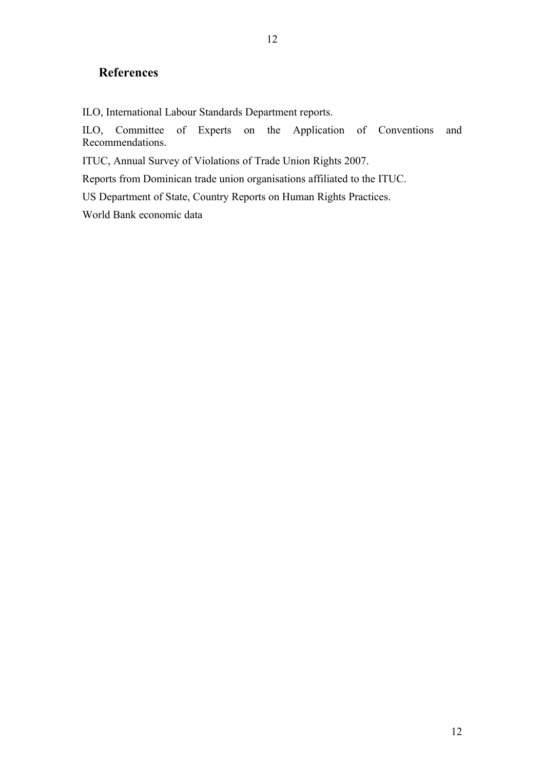## References

ILO, International Labour Standards Department reports.

ILO, Committee of Experts on the Application of Conventions and Recommendations.

ITUC, Annual Survey of Violations of Trade Union Rights 2007.

Reports from Dominican trade union organisations affiliated to the ITUC.

US Department of State, Country Reports on Human Rights Practices.

World Bank economic data